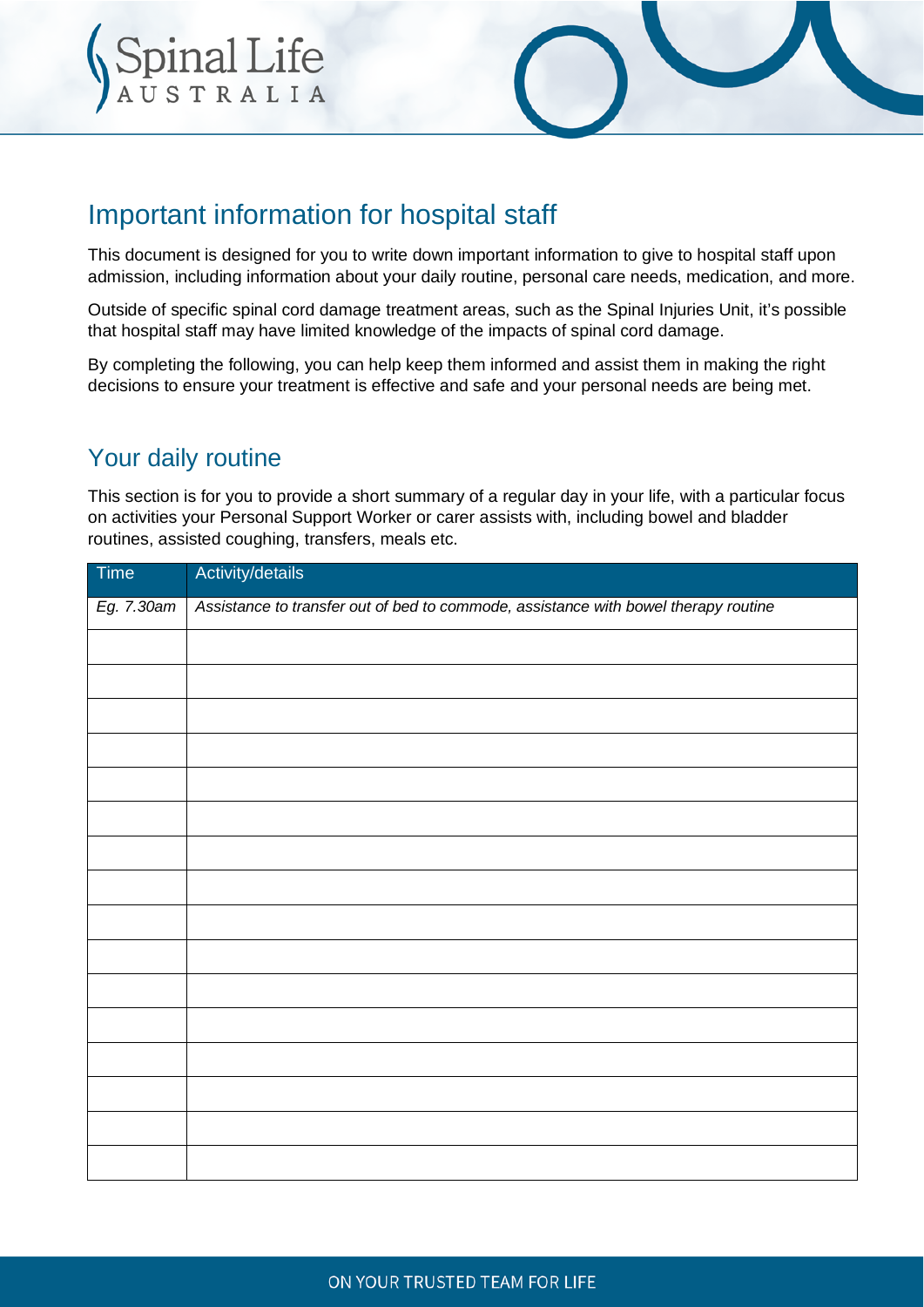# Important information for hospital staff

This document is designed for you to write down important information to give to hospital staff upon admission, including information about your daily routine, personal care needs, medication, and more.

Outside of specific spinal cord damage treatment areas, such as the Spinal Injuries Unit, it's possible that hospital staff may have limited knowledge of the impacts of spinal cord damage.

By completing the following, you can help keep them informed and assist them in making the right decisions to ensure your treatment is effective and safe and your personal needs are being met.

## Your daily routine

This section is for you to provide a short summary of a regular day in your life, with a particular focus on activities your Personal Support Worker or carer assists with, including bowel and bladder routines, assisted coughing, transfers, meals etc.

| Time | Activity/details |
|---|---|
| *Eg. 7.30am* | *Assistance to transfer out of bed to commode, assistance with bowel therapy routine* |
| | |
| | |
| | |
| | |
| | |
| | |
| | |
| | |
| | |
| | |
| | |
| | |
| | |
| | |
| | |
| | |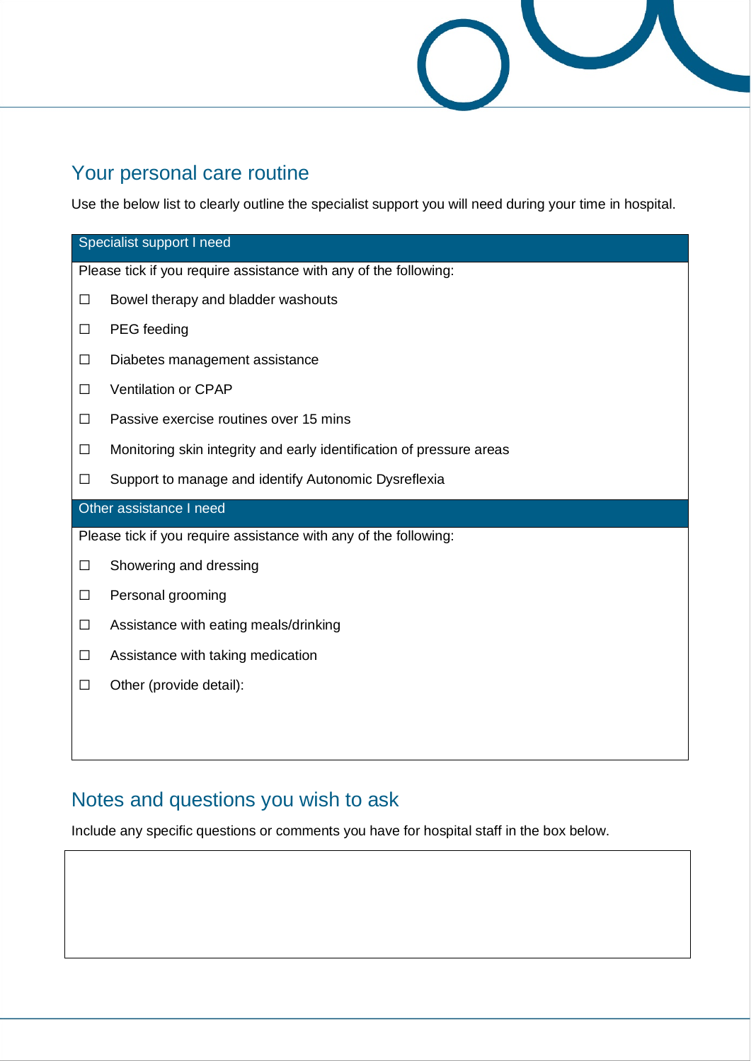## Your personal care routine

Use the below list to clearly outline the specialist support you will need during your time in hospital.

| Specialist support I need |
| --- |
| Please tick if you require assistance with any of the following: |
| ☐ Bowel therapy and bladder washouts |
| ☐ PEG feeding |
| ☐ Diabetes management assistance |
| ☐ Ventilation or CPAP |
| ☐ Passive exercise routines over 15 mins |
| ☐ Monitoring skin integrity and early identification of pressure areas |
| ☐ Support to manage and identify Autonomic Dysreflexia |
| **Other assistance I need** |
| Please tick if you require assistance with any of the following: |
| ☐ Showering and dressing |
| ☐ Personal grooming |
| ☐ Assistance with eating meals/drinking |
| ☐ Assistance with taking medication |
| ☐ Other (provide detail): |

## Notes and questions you wish to ask

Include any specific questions or comments you have for hospital staff in the box below.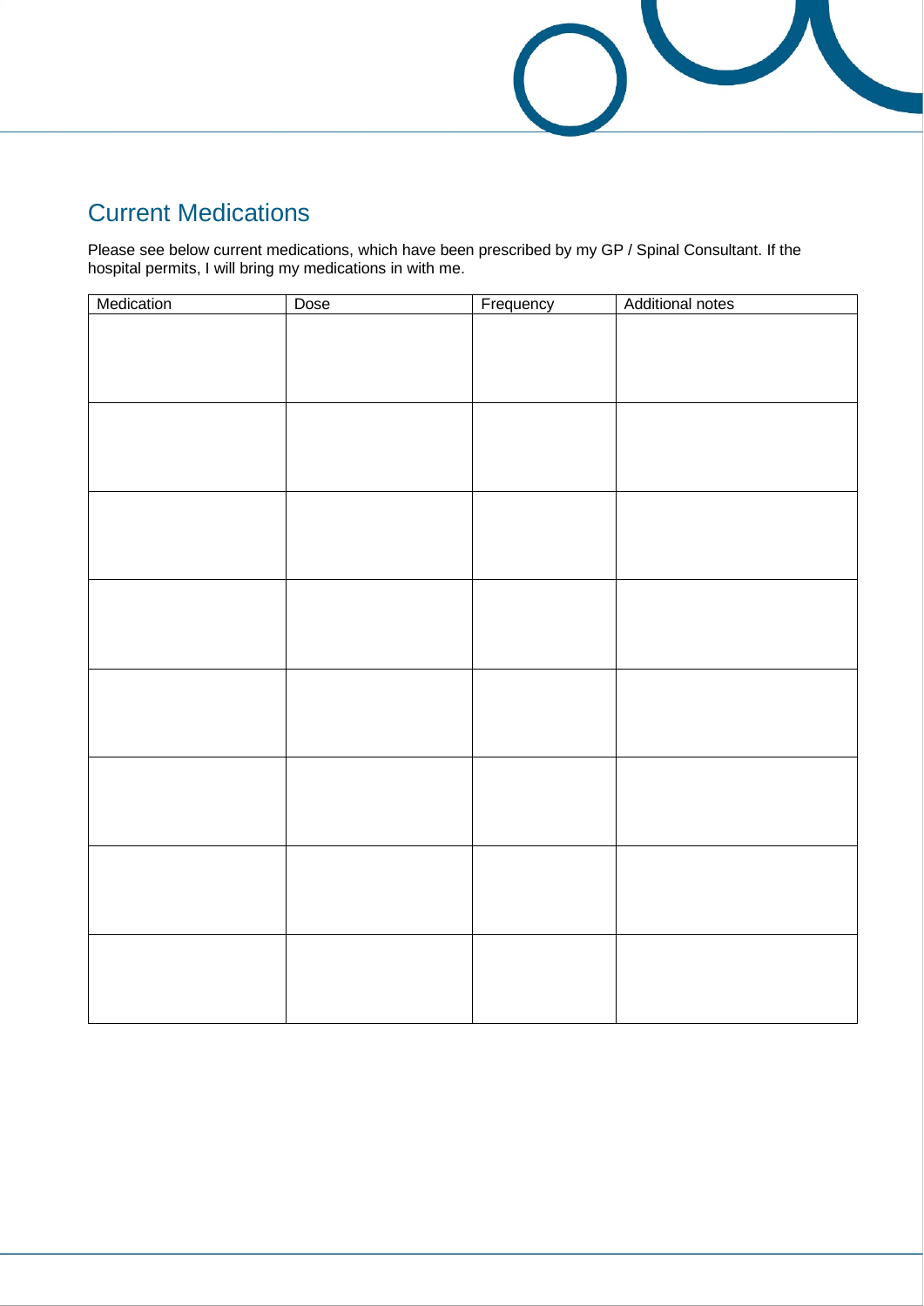## Current Medications

Please see below current medications, which have been prescribed by my GP / Spinal Consultant. If the hospital permits, I will bring my medications in with me.

| Medication | Dose | Frequency | Additional notes |
|---|---|---|---|
| | | | |
| | | | |
| | | | |
| | | | |
| | | | |
| | | | |
| | | | |
| | | | |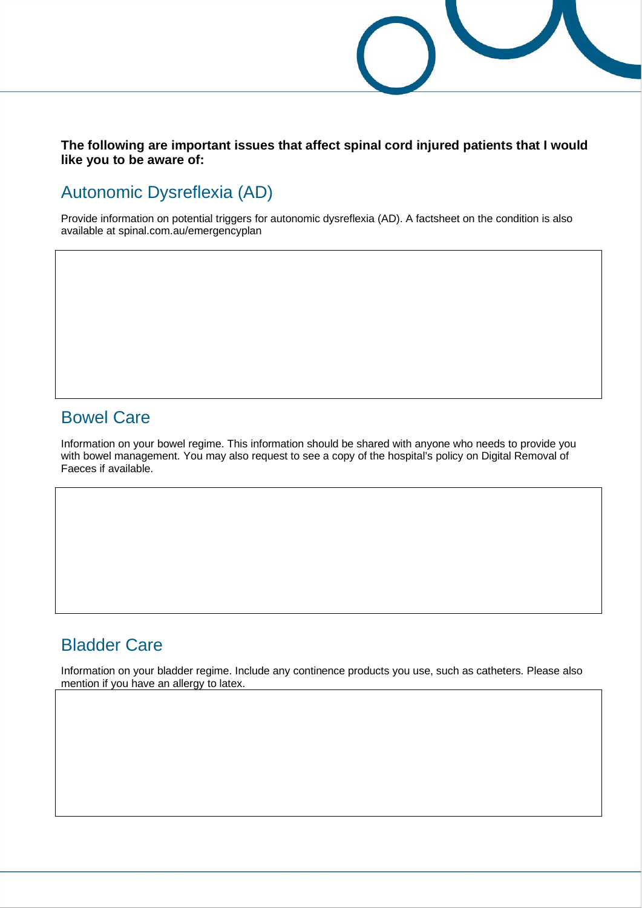**The following are important issues that affect spinal cord injured patients that I would like you to be aware of:**

## Autonomic Dysreflexia (AD)

Provide information on potential triggers for autonomic dysreflexia (AD). A factsheet on the condition is also available at spinal.com.au/emergencyplan

## Bowel Care

Information on your bowel regime. This information should be shared with anyone who needs to provide you with bowel management. You may also request to see a copy of the hospital's policy on Digital Removal of Faeces if available.

## Bladder Care

Information on your bladder regime. Include any continence products you use, such as catheters. Please also mention if you have an allergy to latex.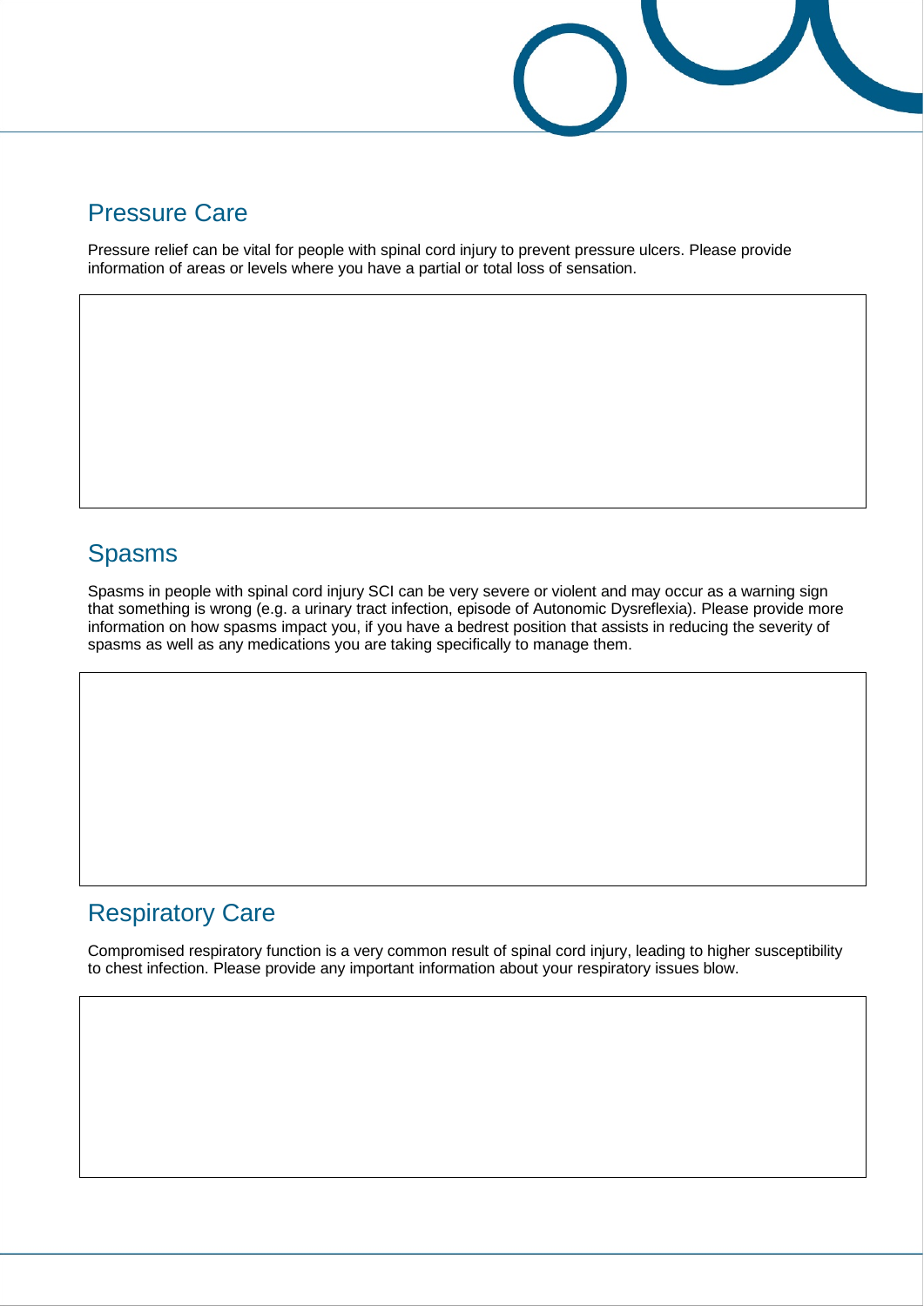## Pressure Care

Pressure relief can be vital for people with spinal cord injury to prevent pressure ulcers. Please provide information of areas or levels where you have a partial or total loss of sensation.

## Spasms

Spasms in people with spinal cord injury SCI can be very severe or violent and may occur as a warning sign that something is wrong (e.g. a urinary tract infection, episode of Autonomic Dysreflexia). Please provide more information on how spasms impact you, if you have a bedrest position that assists in reducing the severity of spasms as well as any medications you are taking specifically to manage them.

## Respiratory Care

Compromised respiratory function is a very common result of spinal cord injury, leading to higher susceptibility to chest infection. Please provide any important information about your respiratory issues blow.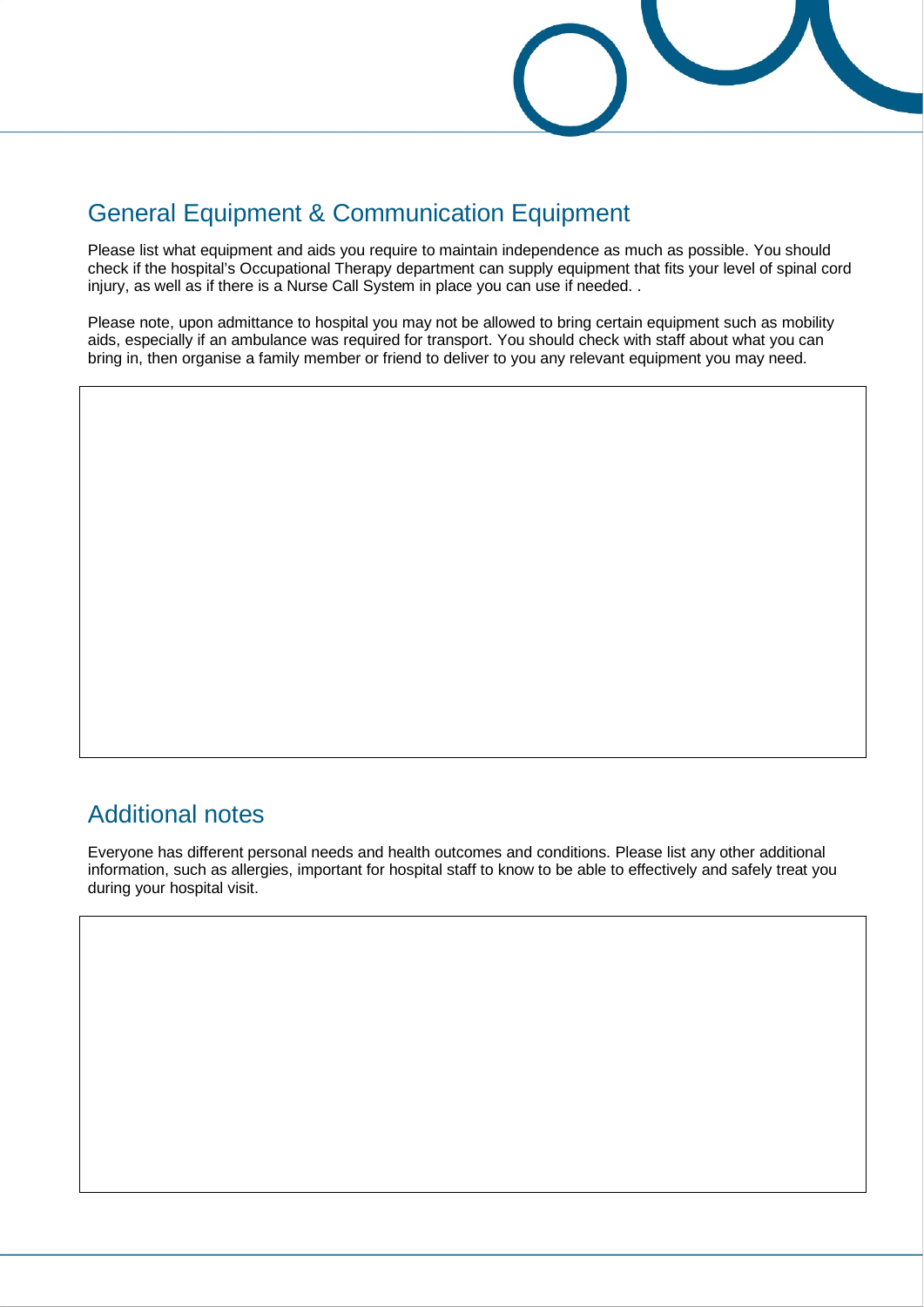## General Equipment & Communication Equipment

Please list what equipment and aids you require to maintain independence as much as possible. You should check if the hospital's Occupational Therapy department can supply equipment that fits your level of spinal cord injury, as well as if there is a Nurse Call System in place you can use if needed. .

Please note, upon admittance to hospital you may not be allowed to bring certain equipment such as mobility aids, especially if an ambulance was required for transport. You should check with staff about what you can bring in, then organise a family member or friend to deliver to you any relevant equipment you may need.

## Additional notes

Everyone has different personal needs and health outcomes and conditions. Please list any other additional information, such as allergies, important for hospital staff to know to be able to effectively and safely treat you during your hospital visit.